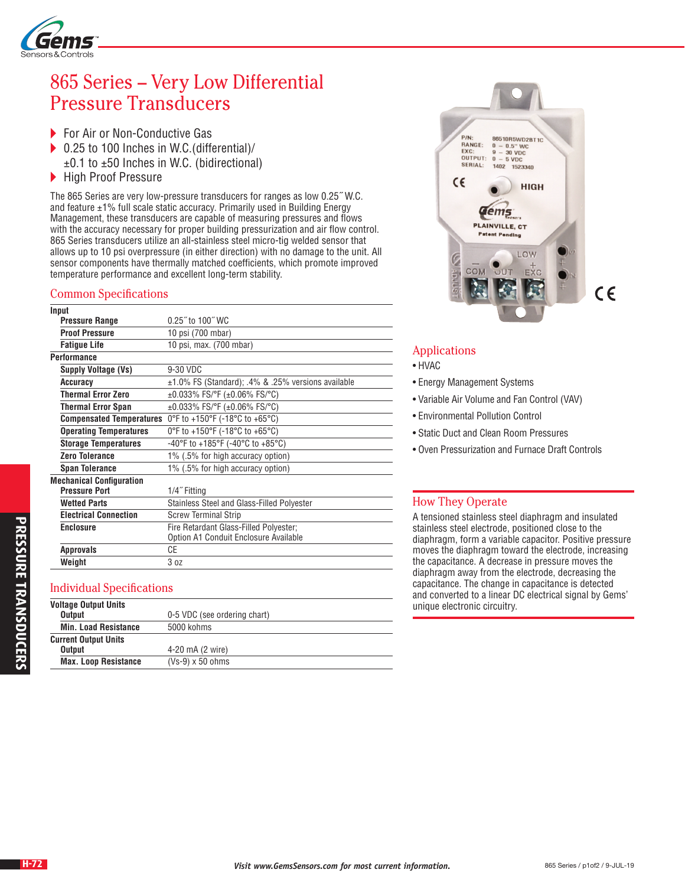# 865 Series – Very Low Differential Pressure Transducers

- For Air or Non-Conductive Gas
- 0.25 to 100 Inches in W.C.(differential)/ ±0.1 to ±50 Inches in W.C. (bidirectional)
- High Proof Pressure

The 865 Series are very low-pressure transducers for ranges as low 0.25˝ W.C. and feature ±1% full scale static accuracy. Primarily used in Building Energy Management, these transducers are capable of measuring pressures and flows with the accuracy necessary for proper building pressurization and air flow control. 865 Series transducers utilize an all-stainless steel micro-tig welded sensor that allows up to 10 psi overpressure (in either direction) with no damage to the unit. All sensor components have thermally matched coefficients, which promote improved temperature performance and excellent long-term stability.

## Common Specifications

| | |
|---|---|
| **Input** | |
| **Pressure Range** | 0.25˝ to 100˝ WC |
| **Proof Pressure** | 10 psi (700 mbar) |
| **Fatigue Life** | 10 psi, max. (700 mbar) |
| **Performance** | |
| **Supply Voltage (Vs)** | 9-30 VDC |
| **Accuracy** | ±1.0% FS (Standard); .4% & .25% versions available |
| **Thermal Error Zero** | ±0.033% FS/°F (±0.06% FS/°C) |
| **Thermal Error Span** | ±0.033% FS/°F (±0.06% FS/°C) |
| **Compensated Temperatures** | 0°F to +150°F (-18°C to +65°C) |
| **Operating Temperatures** | 0°F to +150°F (-18°C to +65°C) |
| **Storage Temperatures** | -40°F to +185°F (-40°C to +85°C) |
| **Zero Tolerance** | 1% (.5% for high accuracy option) |
| **Span Tolerance** | 1% (.5% for high accuracy option) |
| **Mechanical Configuration** | |
| **Pressure Port** | 1/4˝ Fitting |
| **Wetted Parts** | Stainless Steel and Glass-Filled Polyester |
| **Electrical Connection** | Screw Terminal Strip |
| **Enclosure** | Fire Retardant Glass-Filled Polyester; Option A1 Conduit Enclosure Available |
| **Approvals** | CE |
| **Weight** | 3 oz |

## Individual Specifications

| | |
|---|---|
| **Voltage Output Units** | |
| **Output** | 0-5 VDC (see ordering chart) |
| **Min. Load Resistance** | 5000 kohms |
| **Current Output Units** | |
| **Output** | 4-20 mA (2 wire) |
| **Max. Loop Resistance** | (Vs-9) x 50 ohms |

## Applications

- HVAC
- Energy Management Systems
- Variable Air Volume and Fan Control (VAV)
- Environmental Pollution Control
- Static Duct and Clean Room Pressures
- Oven Pressurization and Furnace Draft Controls

## How They Operate

A tensioned stainless steel diaphragm and insulated stainless steel electrode, positioned close to the diaphragm, form a variable capacitor. Positive pressure moves the diaphragm toward the electrode, increasing the capacitance. A decrease in pressure moves the diaphragm away from the electrode, decreasing the capacitance. The change in capacitance is detected and converted to a linear DC electrical signal by Gems' unique electronic circuitry.

*Visit www.GemsSensors.com for most current information.*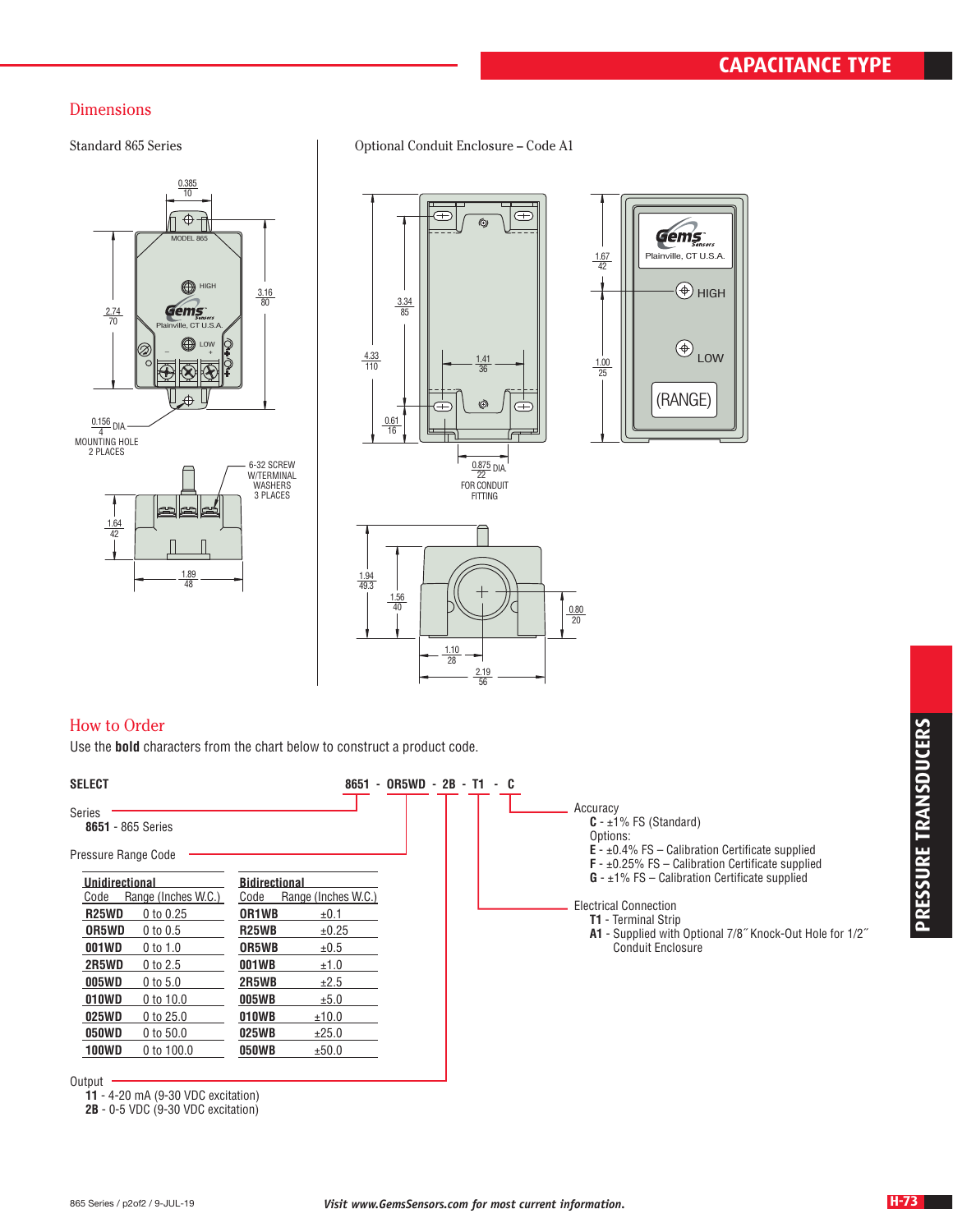## Dimensions

Standard 865 Series

0.385
10

MODEL 865

HIGH

Plainville, CT U.S.A.

LOW

2.74
70

3.16
80

0.156 DIA.
4
MOUNTING HOLE
2 PLACES

6-32 SCREW
W/TERMINAL
WASHERS
3 PLACES

1.64
42

1.89
48

Optional Conduit Enclosure – Code A1

4.33
110

3.34
85

1.41
36

0.61
16

0.875 DIA.
22
FOR CONDUIT
FITTING

1.67
42

1.00
25

Plainville, CT U.S.A.

HIGH

LOW

(RANGE)

1.94
49.3

1.56
40

0.80
20

1.10
28

2.19
56

## How to Order

Use the **bold** characters from the chart below to construct a product code.

**SELECT** **8651 - OR5WD - 2B - T1 - C**

Series
**8651** - 865 Series

Pressure Range Code

| Unidirectional Code | Range (Inches W.C.) | Bidirectional Code | Range (Inches W.C.) |
|---|---|---|---|
| **R25WD** | 0 to 0.25 | **OR1WB** | ±0.1 |
| **OR5WD** | 0 to 0.5 | **R25WB** | ±0.25 |
| **001WD** | 0 to 1.0 | **OR5WB** | ±0.5 |
| **2R5WD** | 0 to 2.5 | **001WB** | ±1.0 |
| **005WD** | 0 to 5.0 | **2R5WB** | ±2.5 |
| **010WD** | 0 to 10.0 | **005WB** | ±5.0 |
| **025WD** | 0 to 25.0 | **010WB** | ±10.0 |
| **050WD** | 0 to 50.0 | **025WB** | ±25.0 |
| **100WD** | 0 to 100.0 | **050WB** | ±50.0 |

Output
**11** - 4-20 mA (9-30 VDC excitation)
**2B** - 0-5 VDC (9-30 VDC excitation)

Accuracy
**C** - ±1% FS (Standard)
Options:
**E** - ±0.4% FS – Calibration Certificate supplied
**F** - ±0.25% FS – Calibration Certificate supplied
**G** - ±1% FS – Calibration Certificate supplied

Electrical Connection
**T1** - Terminal Strip
**A1** - Supplied with Optional 7/8˝ Knock-Out Hole for 1/2˝ Conduit Enclosure

865 Series / p2of2 / 9-JUL-19

*Visit www.GemsSensors.com for most current information.*